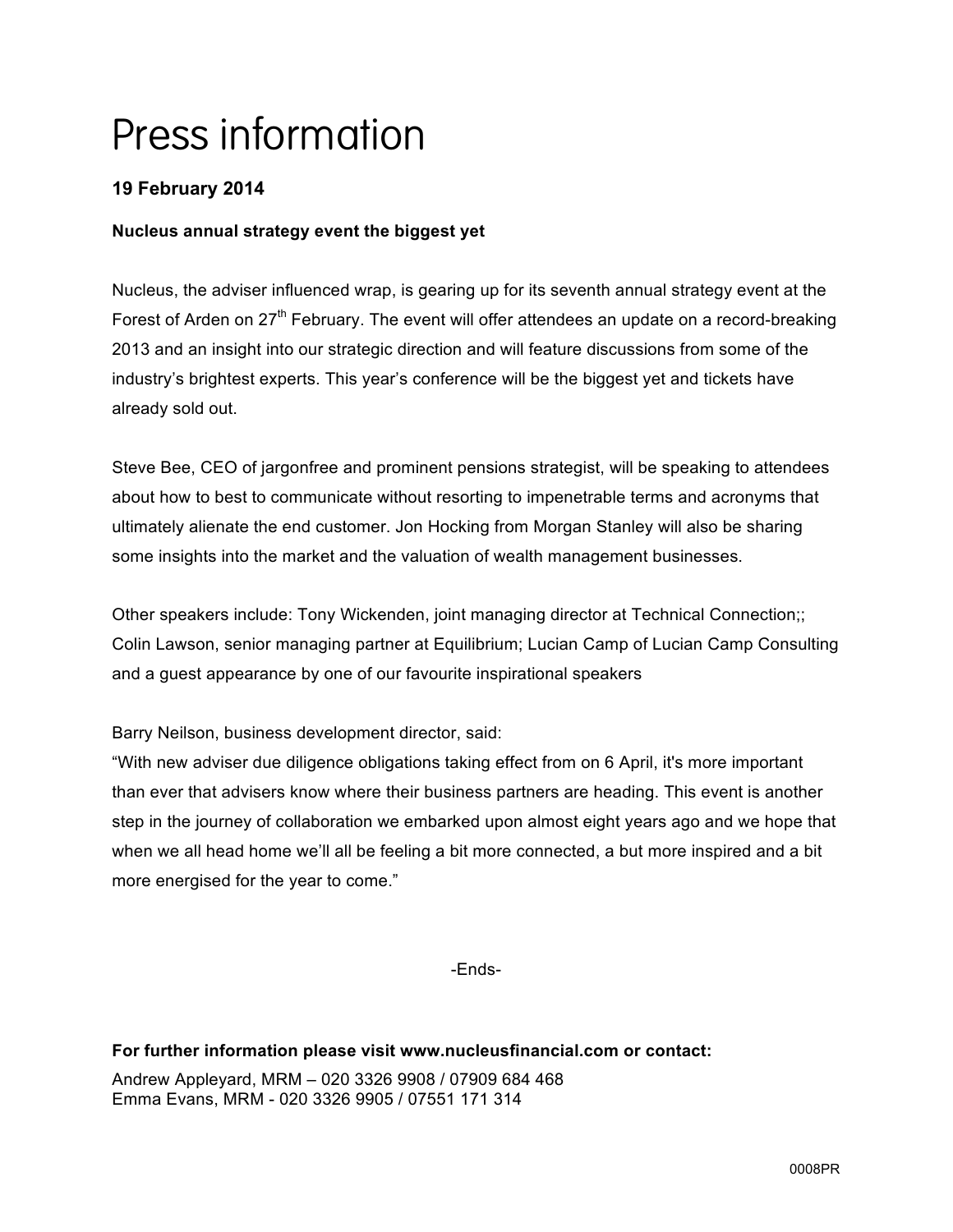# Press information

**19 February 2014**

**Nucleus annual strategy event the biggest yet**

Nucleus, the adviser influenced wrap, is gearing up for its seventh annual strategy event at the Forest of Arden on 27th February. The event will offer attendees an update on a record-breaking 2013 and an insight into our strategic direction and will feature discussions from some of the industry's brightest experts. This year's conference will be the biggest yet and tickets have already sold out.

Steve Bee, CEO of jargonfree and prominent pensions strategist, will be speaking to attendees about how to best to communicate without resorting to impenetrable terms and acronyms that ultimately alienate the end customer. Jon Hocking from Morgan Stanley will also be sharing some insights into the market and the valuation of wealth management businesses.

Other speakers include: Tony Wickenden, joint managing director at Technical Connection;; Colin Lawson, senior managing partner at Equilibrium; Lucian Camp of Lucian Camp Consulting and a guest appearance by one of our favourite inspirational speakers

Barry Neilson, business development director, said:
"With new adviser due diligence obligations taking effect from on 6 April, it's more important than ever that advisers know where their business partners are heading. This event is another step in the journey of collaboration we embarked upon almost eight years ago and we hope that when we all head home we'll all be feeling a bit more connected, a but more inspired and a bit more energised for the year to come."

-Ends-

**For further information please visit www.nucleusfinancial.com or contact:**

Andrew Appleyard, MRM – 020 3326 9908 / 07909 684 468
Emma Evans, MRM - 020 3326 9905 / 07551 171 314

0008PR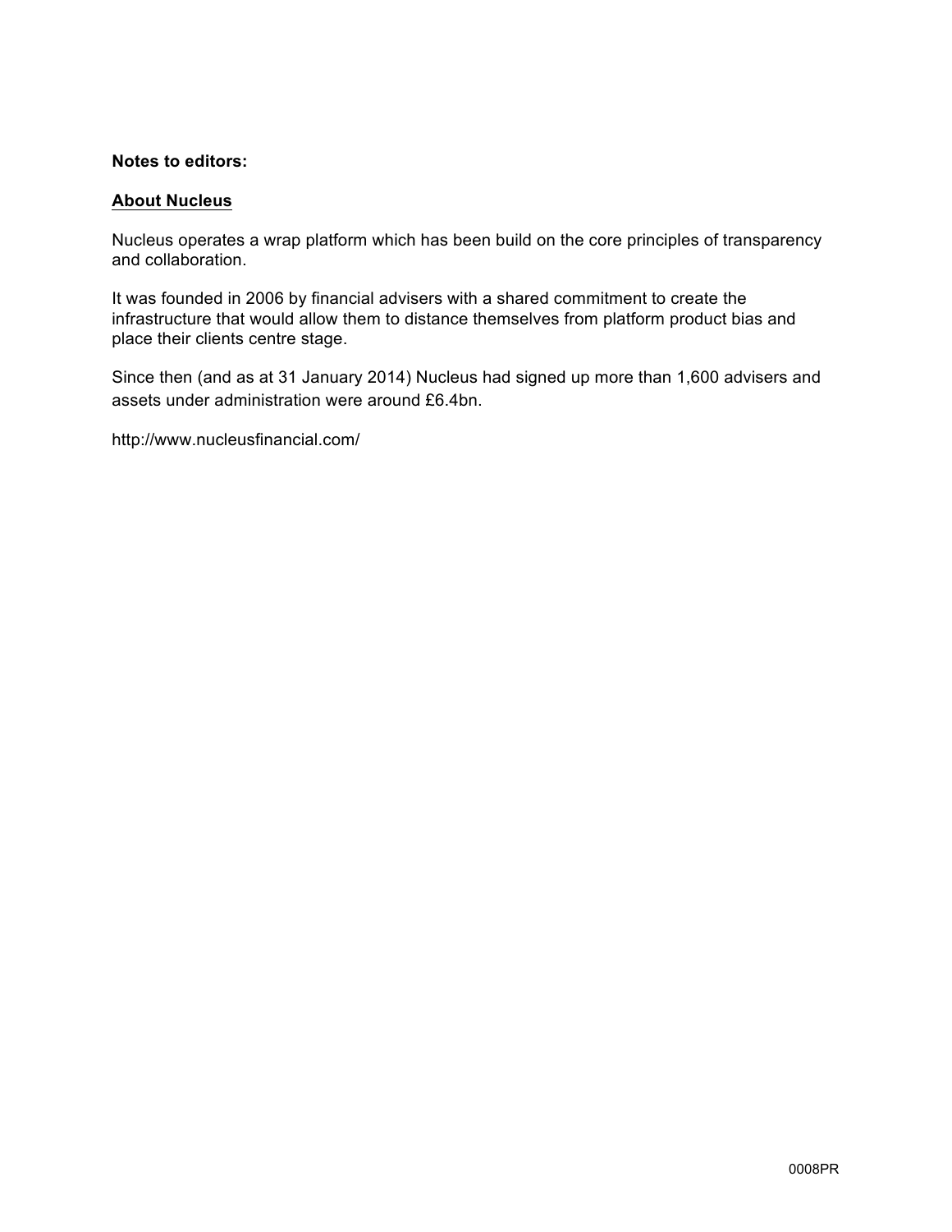**Notes to editors:**

**About Nucleus**

Nucleus operates a wrap platform which has been build on the core principles of transparency and collaboration.

It was founded in 2006 by financial advisers with a shared commitment to create the infrastructure that would allow them to distance themselves from platform product bias and place their clients centre stage.

Since then (and as at 31 January 2014) Nucleus had signed up more than 1,600 advisers and assets under administration were around £6.4bn.

http://www.nucleusfinancial.com/

0008PR